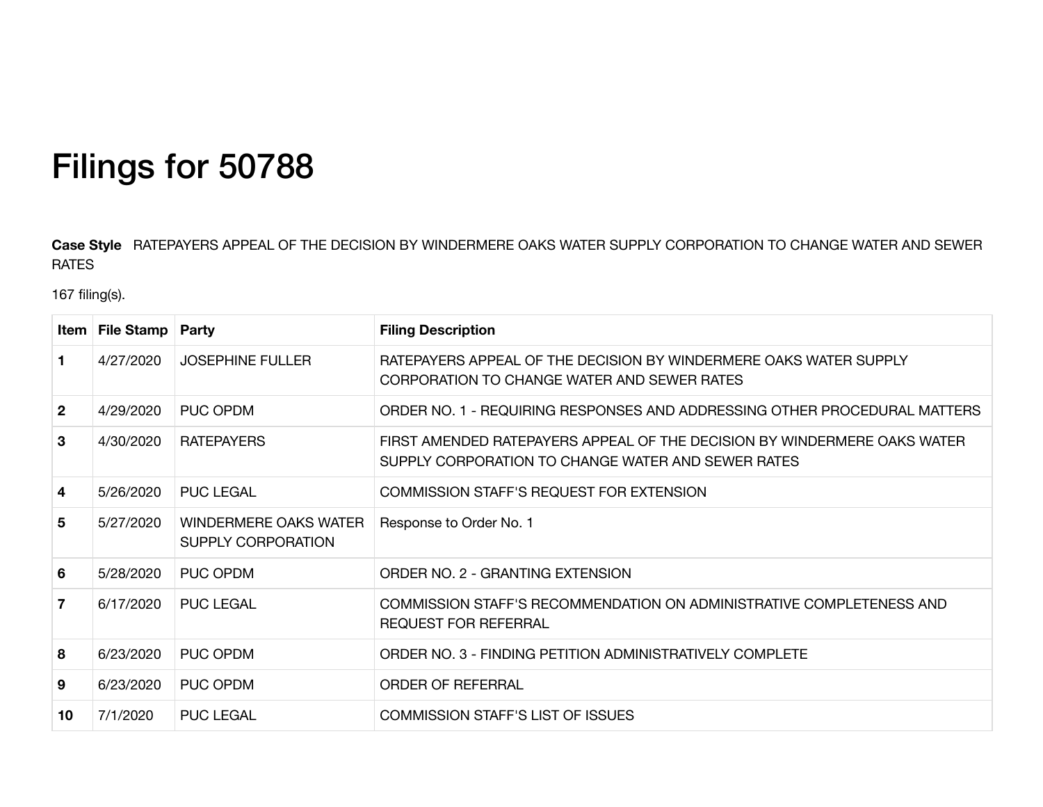# Filings for 50788

**Case Style** RATEPAYERS APPEAL OF THE DECISION BY WINDERMERE OAKS WATER SUPPLY CORPORATION TO CHANGE WATER AND SEWER RATES

167 filing(s).

| Item | File Stamp | Party | Filing Description |
|---|---|---|---|
| **1** | 4/27/2020 | JOSEPHINE FULLER | RATEPAYERS APPEAL OF THE DECISION BY WINDERMERE OAKS WATER SUPPLY CORPORATION TO CHANGE WATER AND SEWER RATES |
| **2** | 4/29/2020 | PUC OPDM | ORDER NO. 1 - REQUIRING RESPONSES AND ADDRESSING OTHER PROCEDURAL MATTERS |
| **3** | 4/30/2020 | RATEPAYERS | FIRST AMENDED RATEPAYERS APPEAL OF THE DECISION BY WINDERMERE OAKS WATER SUPPLY CORPORATION TO CHANGE WATER AND SEWER RATES |
| **4** | 5/26/2020 | PUC LEGAL | COMMISSION STAFF'S REQUEST FOR EXTENSION |
| **5** | 5/27/2020 | WINDERMERE OAKS WATER SUPPLY CORPORATION | Response to Order No. 1 |
| **6** | 5/28/2020 | PUC OPDM | ORDER NO. 2 - GRANTING EXTENSION |
| **7** | 6/17/2020 | PUC LEGAL | COMMISSION STAFF'S RECOMMENDATION ON ADMINISTRATIVE COMPLETENESS AND REQUEST FOR REFERRAL |
| **8** | 6/23/2020 | PUC OPDM | ORDER NO. 3 - FINDING PETITION ADMINISTRATIVELY COMPLETE |
| **9** | 6/23/2020 | PUC OPDM | ORDER OF REFERRAL |
| **10** | 7/1/2020 | PUC LEGAL | COMMISSION STAFF'S LIST OF ISSUES |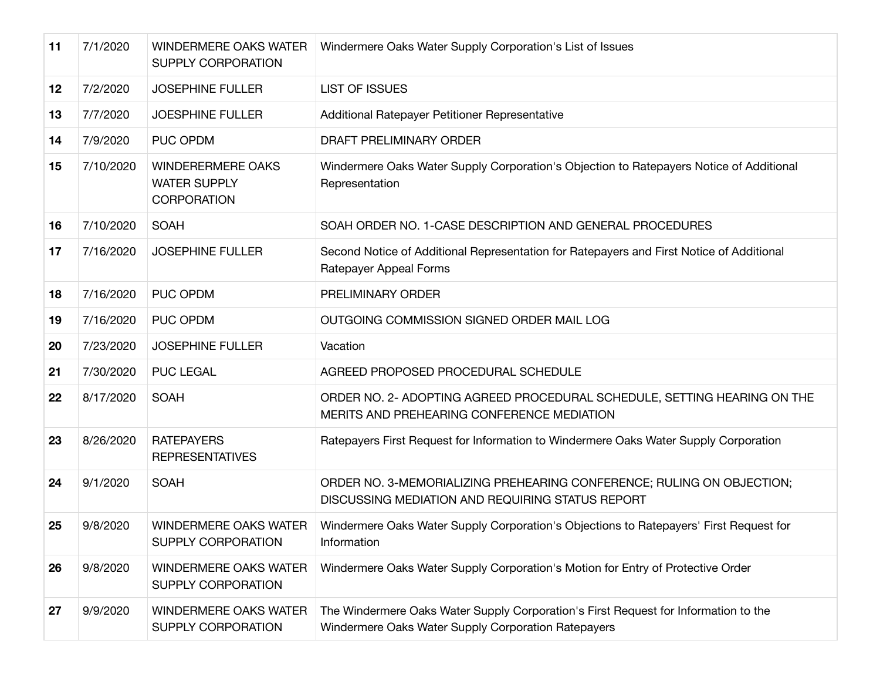| | | | |
|---|---|---|---|
| **11** | 7/1/2020 | WINDERMERE OAKS WATER SUPPLY CORPORATION | Windermere Oaks Water Supply Corporation's List of Issues |
| **12** | 7/2/2020 | JOSEPHINE FULLER | LIST OF ISSUES |
| **13** | 7/7/2020 | JOESPHINE FULLER | Additional Ratepayer Petitioner Representative |
| **14** | 7/9/2020 | PUC OPDM | DRAFT PRELIMINARY ORDER |
| **15** | 7/10/2020 | WINDERERMERE OAKS WATER SUPPLY CORPORATION | Windermere Oaks Water Supply Corporation's Objection to Ratepayers Notice of Additional Representation |
| **16** | 7/10/2020 | SOAH | SOAH ORDER NO. 1-CASE DESCRIPTION AND GENERAL PROCEDURES |
| **17** | 7/16/2020 | JOSEPHINE FULLER | Second Notice of Additional Representation for Ratepayers and First Notice of Additional Ratepayer Appeal Forms |
| **18** | 7/16/2020 | PUC OPDM | PRELIMINARY ORDER |
| **19** | 7/16/2020 | PUC OPDM | OUTGOING COMMISSION SIGNED ORDER MAIL LOG |
| **20** | 7/23/2020 | JOSEPHINE FULLER | Vacation |
| **21** | 7/30/2020 | PUC LEGAL | AGREED PROPOSED PROCEDURAL SCHEDULE |
| **22** | 8/17/2020 | SOAH | ORDER NO. 2- ADOPTING AGREED PROCEDURAL SCHEDULE, SETTING HEARING ON THE MERITS AND PREHEARING CONFERENCE MEDIATION |
| **23** | 8/26/2020 | RATEPAYERS REPRESENTATIVES | Ratepayers First Request for Information to Windermere Oaks Water Supply Corporation |
| **24** | 9/1/2020 | SOAH | ORDER NO. 3-MEMORIALIZING PREHEARING CONFERENCE; RULING ON OBJECTION; DISCUSSING MEDIATION AND REQUIRING STATUS REPORT |
| **25** | 9/8/2020 | WINDERMERE OAKS WATER SUPPLY CORPORATION | Windermere Oaks Water Supply Corporation's Objections to Ratepayers' First Request for Information |
| **26** | 9/8/2020 | WINDERMERE OAKS WATER SUPPLY CORPORATION | Windermere Oaks Water Supply Corporation's Motion for Entry of Protective Order |
| **27** | 9/9/2020 | WINDERMERE OAKS WATER SUPPLY CORPORATION | The Windermere Oaks Water Supply Corporation's First Request for Information to the Windermere Oaks Water Supply Corporation Ratepayers |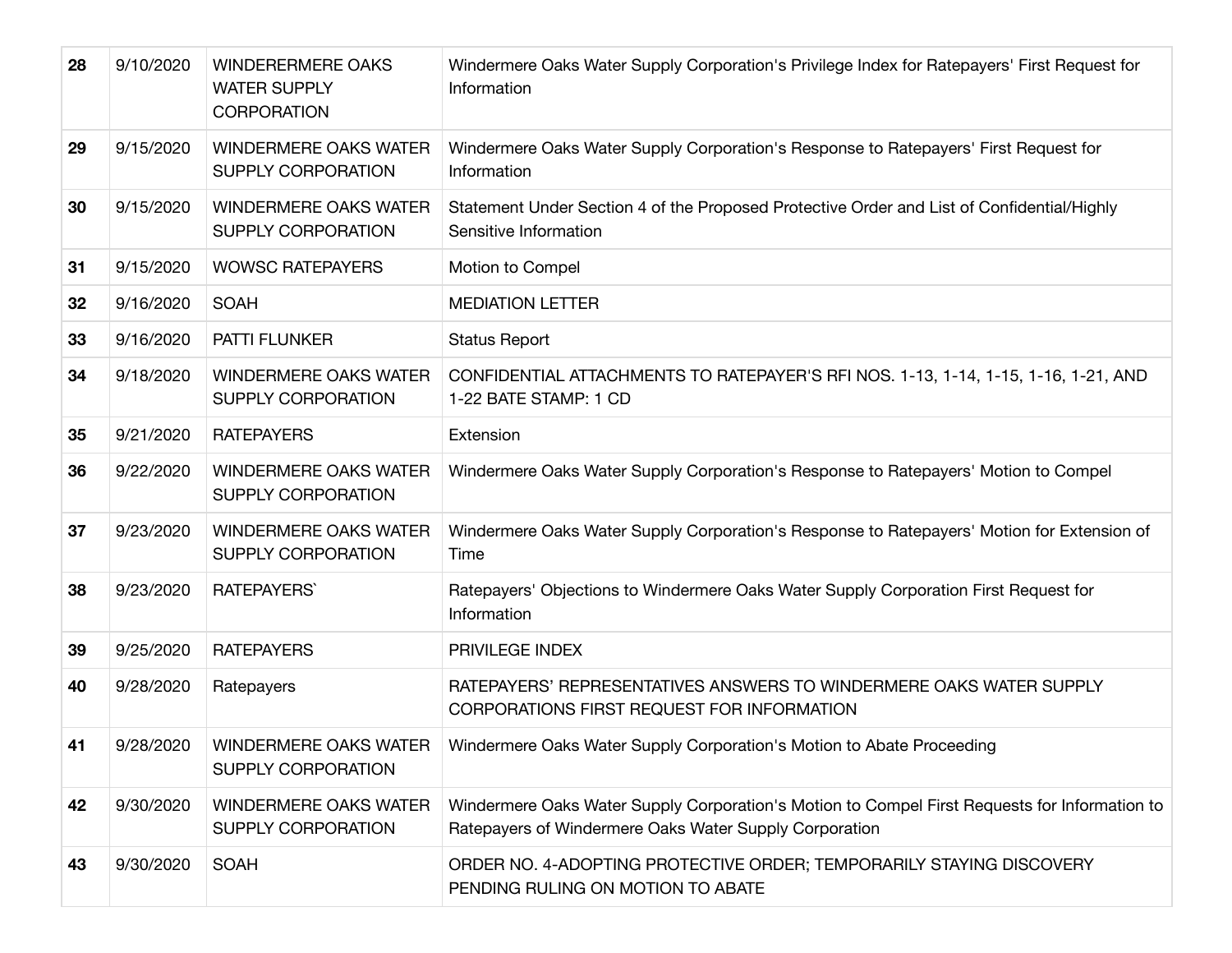| **28** | 9/10/2020 | WINDERERMERE OAKS WATER SUPPLY CORPORATION | Windermere Oaks Water Supply Corporation's Privilege Index for Ratepayers' First Request for Information |
|---|---|---|---|
| **29** | 9/15/2020 | WINDERMERE OAKS WATER SUPPLY CORPORATION | Windermere Oaks Water Supply Corporation's Response to Ratepayers' First Request for Information |
| **30** | 9/15/2020 | WINDERMERE OAKS WATER SUPPLY CORPORATION | Statement Under Section 4 of the Proposed Protective Order and List of Confidential/Highly Sensitive Information |
| **31** | 9/15/2020 | WOWSC RATEPAYERS | Motion to Compel |
| **32** | 9/16/2020 | SOAH | MEDIATION LETTER |
| **33** | 9/16/2020 | PATTI FLUNKER | Status Report |
| **34** | 9/18/2020 | WINDERMERE OAKS WATER SUPPLY CORPORATION | CONFIDENTIAL ATTACHMENTS TO RATEPAYER'S RFI NOS. 1-13, 1-14, 1-15, 1-16, 1-21, AND 1-22 BATE STAMP: 1 CD |
| **35** | 9/21/2020 | RATEPAYERS | Extension |
| **36** | 9/22/2020 | WINDERMERE OAKS WATER SUPPLY CORPORATION | Windermere Oaks Water Supply Corporation's Response to Ratepayers' Motion to Compel |
| **37** | 9/23/2020 | WINDERMERE OAKS WATER SUPPLY CORPORATION | Windermere Oaks Water Supply Corporation's Response to Ratepayers' Motion for Extension of Time |
| **38** | 9/23/2020 | RATEPAYERS` | Ratepayers' Objections to Windermere Oaks Water Supply Corporation First Request for Information |
| **39** | 9/25/2020 | RATEPAYERS | PRIVILEGE INDEX |
| **40** | 9/28/2020 | Ratepayers | RATEPAYERS' REPRESENTATIVES ANSWERS TO WINDERMERE OAKS WATER SUPPLY CORPORATIONS FIRST REQUEST FOR INFORMATION |
| **41** | 9/28/2020 | WINDERMERE OAKS WATER SUPPLY CORPORATION | Windermere Oaks Water Supply Corporation's Motion to Abate Proceeding |
| **42** | 9/30/2020 | WINDERMERE OAKS WATER SUPPLY CORPORATION | Windermere Oaks Water Supply Corporation's Motion to Compel First Requests for Information to Ratepayers of Windermere Oaks Water Supply Corporation |
| **43** | 9/30/2020 | SOAH | ORDER NO. 4-ADOPTING PROTECTIVE ORDER; TEMPORARILY STAYING DISCOVERY PENDING RULING ON MOTION TO ABATE |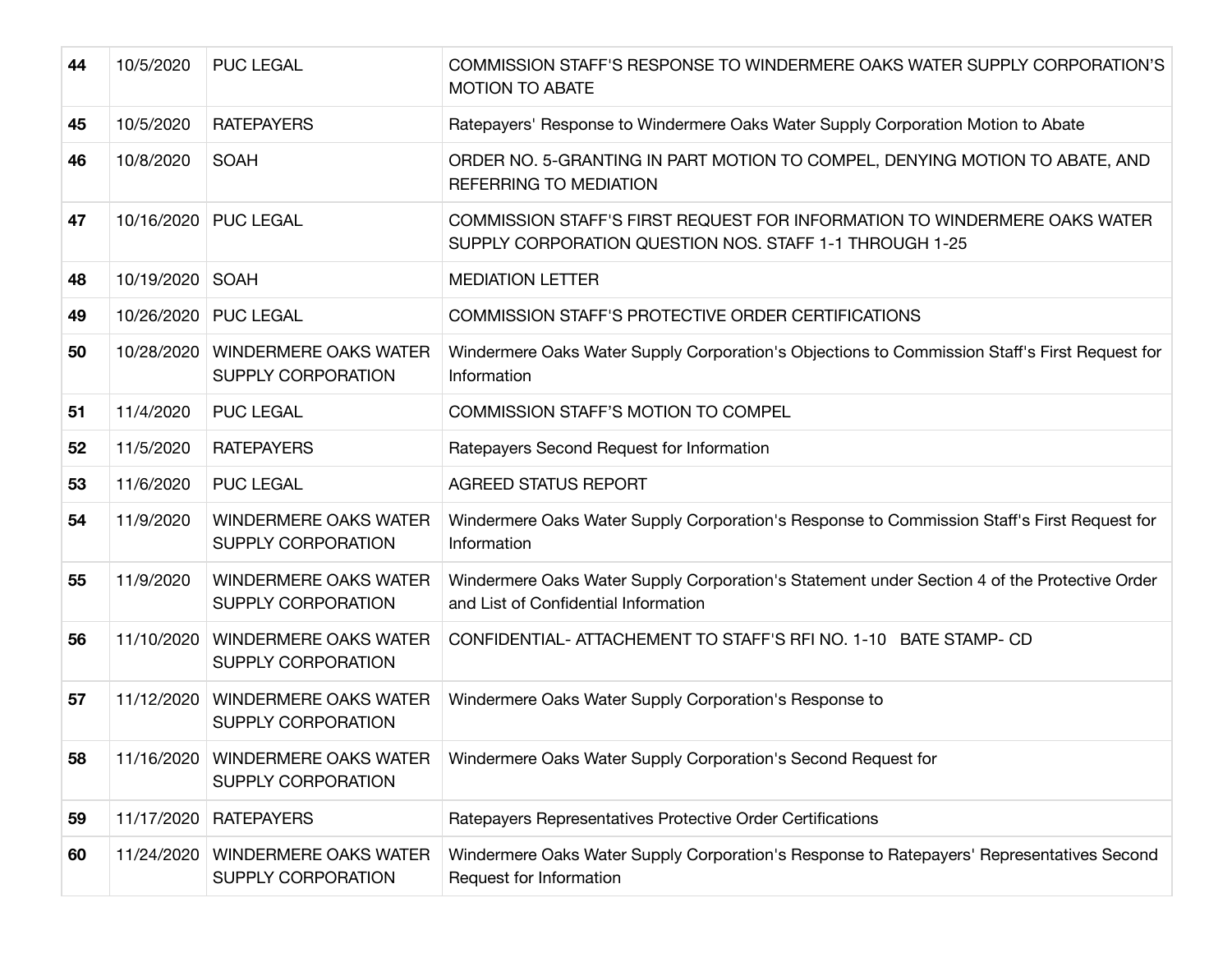| 44 | 10/5/2020 | PUC LEGAL | COMMISSION STAFF'S RESPONSE TO WINDERMERE OAKS WATER SUPPLY CORPORATION'S MOTION TO ABATE |
|---|---|---|---|
| 45 | 10/5/2020 | RATEPAYERS | Ratepayers' Response to Windermere Oaks Water Supply Corporation Motion to Abate |
| 46 | 10/8/2020 | SOAH | ORDER NO. 5-GRANTING IN PART MOTION TO COMPEL, DENYING MOTION TO ABATE, AND REFERRING TO MEDIATION |
| 47 | 10/16/2020 | PUC LEGAL | COMMISSION STAFF'S FIRST REQUEST FOR INFORMATION TO WINDERMERE OAKS WATER SUPPLY CORPORATION QUESTION NOS. STAFF 1-1 THROUGH 1-25 |
| 48 | 10/19/2020 | SOAH | MEDIATION LETTER |
| 49 | 10/26/2020 | PUC LEGAL | COMMISSION STAFF'S PROTECTIVE ORDER CERTIFICATIONS |
| 50 | 10/28/2020 | WINDERMERE OAKS WATER SUPPLY CORPORATION | Windermere Oaks Water Supply Corporation's Objections to Commission Staff's First Request for Information |
| 51 | 11/4/2020 | PUC LEGAL | COMMISSION STAFF'S MOTION TO COMPEL |
| 52 | 11/5/2020 | RATEPAYERS | Ratepayers Second Request for Information |
| 53 | 11/6/2020 | PUC LEGAL | AGREED STATUS REPORT |
| 54 | 11/9/2020 | WINDERMERE OAKS WATER SUPPLY CORPORATION | Windermere Oaks Water Supply Corporation's Response to Commission Staff's First Request for Information |
| 55 | 11/9/2020 | WINDERMERE OAKS WATER SUPPLY CORPORATION | Windermere Oaks Water Supply Corporation's Statement under Section 4 of the Protective Order and List of Confidential Information |
| 56 | 11/10/2020 | WINDERMERE OAKS WATER SUPPLY CORPORATION | CONFIDENTIAL- ATTACHEMENT TO STAFF'S RFI NO. 1-10 BATE STAMP- CD |
| 57 | 11/12/2020 | WINDERMERE OAKS WATER SUPPLY CORPORATION | Windermere Oaks Water Supply Corporation's Response to |
| 58 | 11/16/2020 | WINDERMERE OAKS WATER SUPPLY CORPORATION | Windermere Oaks Water Supply Corporation's Second Request for |
| 59 | 11/17/2020 | RATEPAYERS | Ratepayers Representatives Protective Order Certifications |
| 60 | 11/24/2020 | WINDERMERE OAKS WATER SUPPLY CORPORATION | Windermere Oaks Water Supply Corporation's Response to Ratepayers' Representatives Second Request for Information |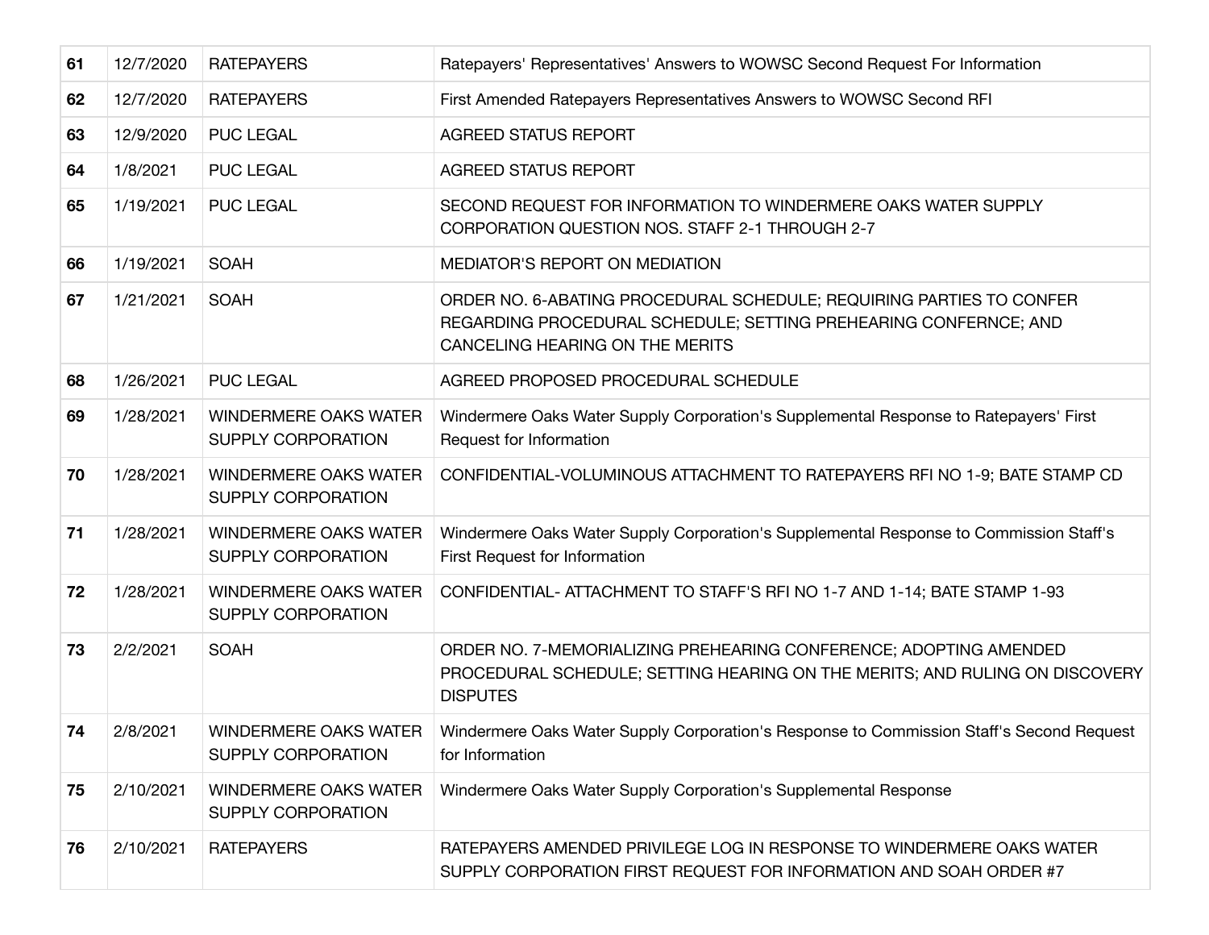| 61 | 12/7/2020 | RATEPAYERS | Ratepayers' Representatives' Answers to WOWSC Second Request For Information |
|---|---|---|---|
| 62 | 12/7/2020 | RATEPAYERS | First Amended Ratepayers Representatives Answers to WOWSC Second RFI |
| 63 | 12/9/2020 | PUC LEGAL | AGREED STATUS REPORT |
| 64 | 1/8/2021 | PUC LEGAL | AGREED STATUS REPORT |
| 65 | 1/19/2021 | PUC LEGAL | SECOND REQUEST FOR INFORMATION TO WINDERMERE OAKS WATER SUPPLY CORPORATION QUESTION NOS. STAFF 2-1 THROUGH 2-7 |
| 66 | 1/19/2021 | SOAH | MEDIATOR'S REPORT ON MEDIATION |
| 67 | 1/21/2021 | SOAH | ORDER NO. 6-ABATING PROCEDURAL SCHEDULE; REQUIRING PARTIES TO CONFER REGARDING PROCEDURAL SCHEDULE; SETTING PREHEARING CONFERNCE; AND CANCELING HEARING ON THE MERITS |
| 68 | 1/26/2021 | PUC LEGAL | AGREED PROPOSED PROCEDURAL SCHEDULE |
| 69 | 1/28/2021 | WINDERMERE OAKS WATER SUPPLY CORPORATION | Windermere Oaks Water Supply Corporation's Supplemental Response to Ratepayers' First Request for Information |
| 70 | 1/28/2021 | WINDERMERE OAKS WATER SUPPLY CORPORATION | CONFIDENTIAL-VOLUMINOUS ATTACHMENT TO RATEPAYERS RFI NO 1-9; BATE STAMP CD |
| 71 | 1/28/2021 | WINDERMERE OAKS WATER SUPPLY CORPORATION | Windermere Oaks Water Supply Corporation's Supplemental Response to Commission Staff's First Request for Information |
| 72 | 1/28/2021 | WINDERMERE OAKS WATER SUPPLY CORPORATION | CONFIDENTIAL- ATTACHMENT TO STAFF'S RFI NO 1-7 AND 1-14; BATE STAMP 1-93 |
| 73 | 2/2/2021 | SOAH | ORDER NO. 7-MEMORIALIZING PREHEARING CONFERENCE; ADOPTING AMENDED PROCEDURAL SCHEDULE; SETTING HEARING ON THE MERITS; AND RULING ON DISCOVERY DISPUTES |
| 74 | 2/8/2021 | WINDERMERE OAKS WATER SUPPLY CORPORATION | Windermere Oaks Water Supply Corporation's Response to Commission Staff's Second Request for Information |
| 75 | 2/10/2021 | WINDERMERE OAKS WATER SUPPLY CORPORATION | Windermere Oaks Water Supply Corporation's Supplemental Response |
| 76 | 2/10/2021 | RATEPAYERS | RATEPAYERS AMENDED PRIVILEGE LOG IN RESPONSE TO WINDERMERE OAKS WATER SUPPLY CORPORATION FIRST REQUEST FOR INFORMATION AND SOAH ORDER #7 |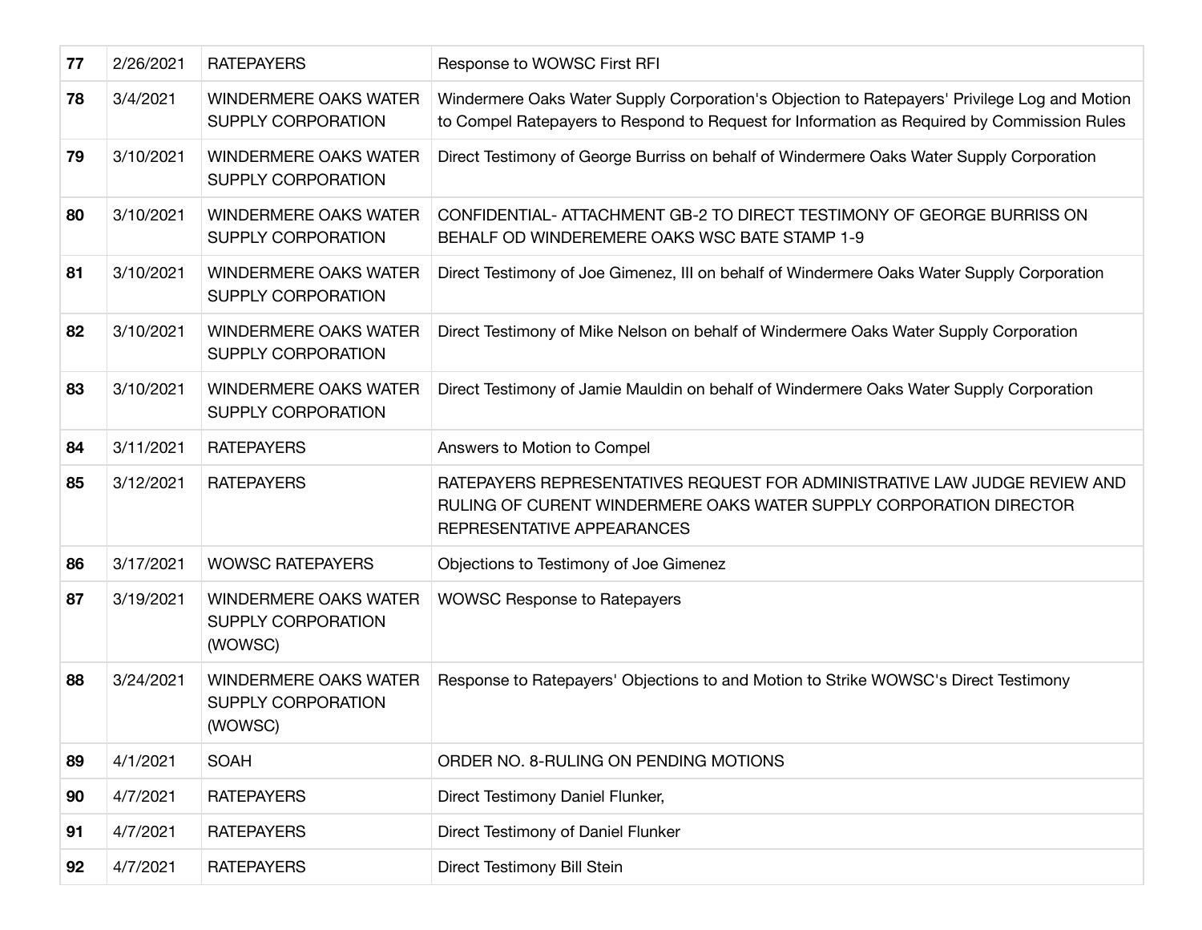| **77** | 2/26/2021 | RATEPAYERS | Response to WOWSC First RFI |
|---|---|---|---|
| **78** | 3/4/2021 | WINDERMERE OAKS WATER SUPPLY CORPORATION | Windermere Oaks Water Supply Corporation's Objection to Ratepayers' Privilege Log and Motion to Compel Ratepayers to Respond to Request for Information as Required by Commission Rules |
| **79** | 3/10/2021 | WINDERMERE OAKS WATER SUPPLY CORPORATION | Direct Testimony of George Burriss on behalf of Windermere Oaks Water Supply Corporation |
| **80** | 3/10/2021 | WINDERMERE OAKS WATER SUPPLY CORPORATION | CONFIDENTIAL- ATTACHMENT GB-2 TO DIRECT TESTIMONY OF GEORGE BURRISS ON BEHALF OD WINDEREMERE OAKS WSC BATE STAMP 1-9 |
| **81** | 3/10/2021 | WINDERMERE OAKS WATER SUPPLY CORPORATION | Direct Testimony of Joe Gimenez, III on behalf of Windermere Oaks Water Supply Corporation |
| **82** | 3/10/2021 | WINDERMERE OAKS WATER SUPPLY CORPORATION | Direct Testimony of Mike Nelson on behalf of Windermere Oaks Water Supply Corporation |
| **83** | 3/10/2021 | WINDERMERE OAKS WATER SUPPLY CORPORATION | Direct Testimony of Jamie Mauldin on behalf of Windermere Oaks Water Supply Corporation |
| **84** | 3/11/2021 | RATEPAYERS | Answers to Motion to Compel |
| **85** | 3/12/2021 | RATEPAYERS | RATEPAYERS REPRESENTATIVES REQUEST FOR ADMINISTRATIVE LAW JUDGE REVIEW AND RULING OF CURENT WINDERMERE OAKS WATER SUPPLY CORPORATION DIRECTOR REPRESENTATIVE APPEARANCES |
| **86** | 3/17/2021 | WOWSC RATEPAYERS | Objections to Testimony of Joe Gimenez |
| **87** | 3/19/2021 | WINDERMERE OAKS WATER SUPPLY CORPORATION (WOWSC) | WOWSC Response to Ratepayers |
| **88** | 3/24/2021 | WINDERMERE OAKS WATER SUPPLY CORPORATION (WOWSC) | Response to Ratepayers' Objections to and Motion to Strike WOWSC's Direct Testimony |
| **89** | 4/1/2021 | SOAH | ORDER NO. 8-RULING ON PENDING MOTIONS |
| **90** | 4/7/2021 | RATEPAYERS | Direct Testimony Daniel Flunker, |
| **91** | 4/7/2021 | RATEPAYERS | Direct Testimony of Daniel Flunker |
| **92** | 4/7/2021 | RATEPAYERS | Direct Testimony Bill Stein |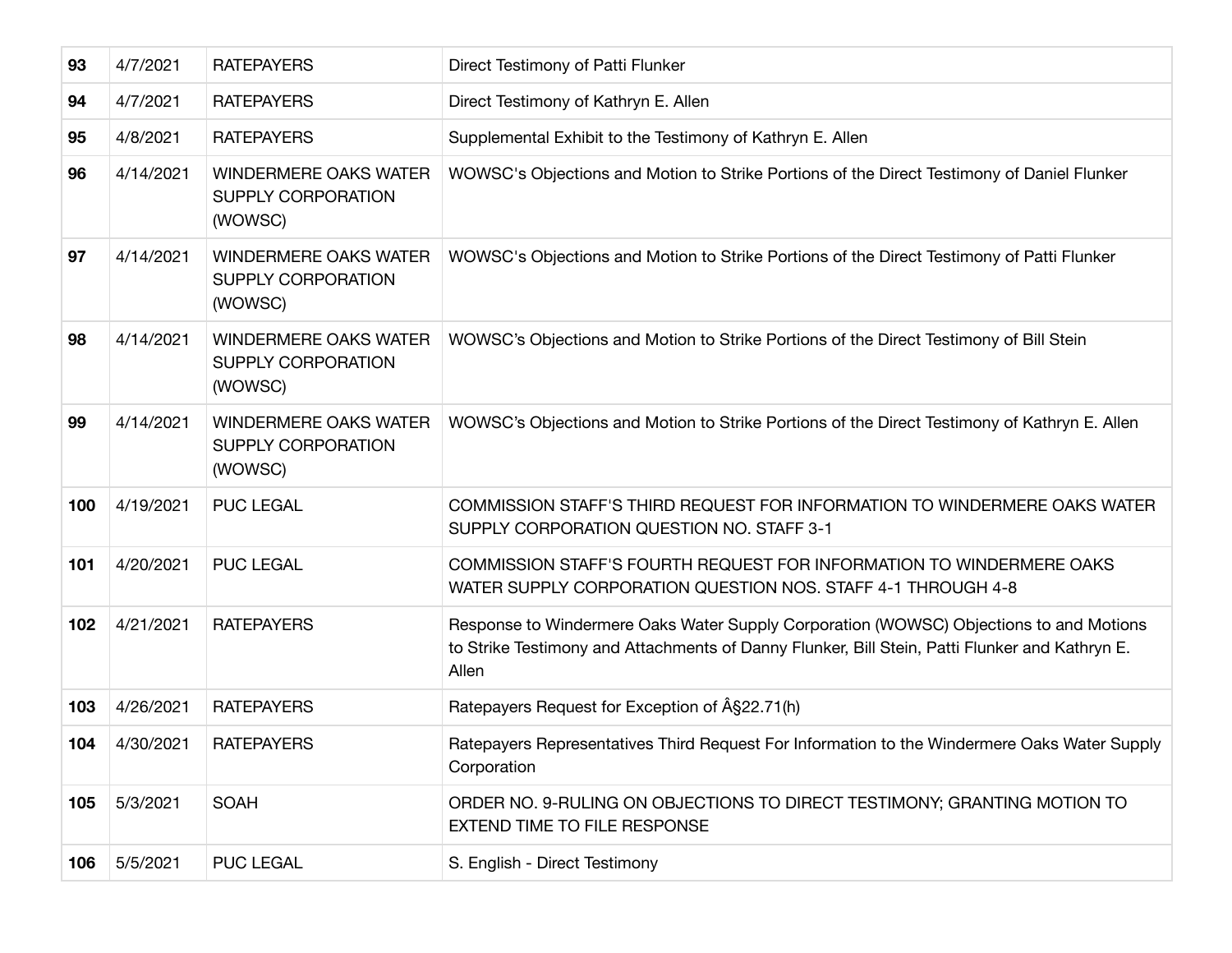| | | | |
|---|---|---|---|
| **93** | 4/7/2021 | RATEPAYERS | Direct Testimony of Patti Flunker |
| **94** | 4/7/2021 | RATEPAYERS | Direct Testimony of Kathryn E. Allen |
| **95** | 4/8/2021 | RATEPAYERS | Supplemental Exhibit to the Testimony of Kathryn E. Allen |
| **96** | 4/14/2021 | WINDERMERE OAKS WATER SUPPLY CORPORATION (WOWSC) | WOWSC's Objections and Motion to Strike Portions of the Direct Testimony of Daniel Flunker |
| **97** | 4/14/2021 | WINDERMERE OAKS WATER SUPPLY CORPORATION (WOWSC) | WOWSC's Objections and Motion to Strike Portions of the Direct Testimony of Patti Flunker |
| **98** | 4/14/2021 | WINDERMERE OAKS WATER SUPPLY CORPORATION (WOWSC) | WOWSC's Objections and Motion to Strike Portions of the Direct Testimony of Bill Stein |
| **99** | 4/14/2021 | WINDERMERE OAKS WATER SUPPLY CORPORATION (WOWSC) | WOWSC's Objections and Motion to Strike Portions of the Direct Testimony of Kathryn E. Allen |
| **100** | 4/19/2021 | PUC LEGAL | COMMISSION STAFF'S THIRD REQUEST FOR INFORMATION TO WINDERMERE OAKS WATER SUPPLY CORPORATION QUESTION NO. STAFF 3-1 |
| **101** | 4/20/2021 | PUC LEGAL | COMMISSION STAFF'S FOURTH REQUEST FOR INFORMATION TO WINDERMERE OAKS WATER SUPPLY CORPORATION QUESTION NOS. STAFF 4-1 THROUGH 4-8 |
| **102** | 4/21/2021 | RATEPAYERS | Response to Windermere Oaks Water Supply Corporation (WOWSC) Objections to and Motions to Strike Testimony and Attachments of Danny Flunker, Bill Stein, Patti Flunker and Kathryn E. Allen |
| **103** | 4/26/2021 | RATEPAYERS | Ratepayers Request for Exception of Â§22.71(h) |
| **104** | 4/30/2021 | RATEPAYERS | Ratepayers Representatives Third Request For Information to the Windermere Oaks Water Supply Corporation |
| **105** | 5/3/2021 | SOAH | ORDER NO. 9-RULING ON OBJECTIONS TO DIRECT TESTIMONY; GRANTING MOTION TO EXTEND TIME TO FILE RESPONSE |
| **106** | 5/5/2021 | PUC LEGAL | S. English - Direct Testimony |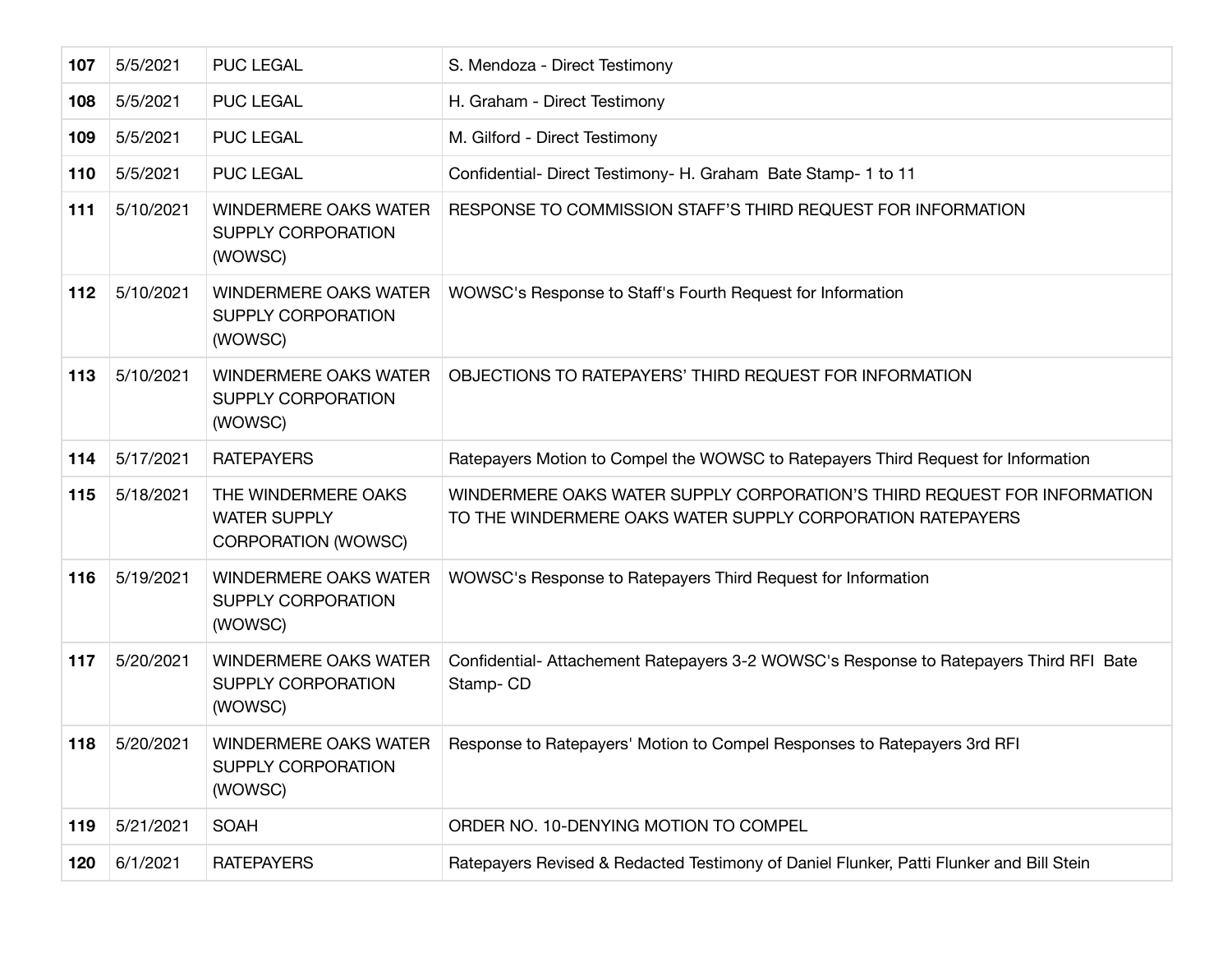| **107** | 5/5/2021 | PUC LEGAL | S. Mendoza - Direct Testimony |
|---|---|---|---|
| **108** | 5/5/2021 | PUC LEGAL | H. Graham - Direct Testimony |
| **109** | 5/5/2021 | PUC LEGAL | M. Gilford - Direct Testimony |
| **110** | 5/5/2021 | PUC LEGAL | Confidential- Direct Testimony- H. Graham  Bate Stamp- 1 to 11 |
| **111** | 5/10/2021 | WINDERMERE OAKS WATER SUPPLY CORPORATION (WOWSC) | RESPONSE TO COMMISSION STAFF'S THIRD REQUEST FOR INFORMATION |
| **112** | 5/10/2021 | WINDERMERE OAKS WATER SUPPLY CORPORATION (WOWSC) | WOWSC's Response to Staff's Fourth Request for Information |
| **113** | 5/10/2021 | WINDERMERE OAKS WATER SUPPLY CORPORATION (WOWSC) | OBJECTIONS TO RATEPAYERS' THIRD REQUEST FOR INFORMATION |
| **114** | 5/17/2021 | RATEPAYERS | Ratepayers Motion to Compel the WOWSC to Ratepayers Third Request for Information |
| **115** | 5/18/2021 | THE WINDERMERE OAKS WATER SUPPLY CORPORATION (WOWSC) | WINDERMERE OAKS WATER SUPPLY CORPORATION'S THIRD REQUEST FOR INFORMATION TO THE WINDERMERE OAKS WATER SUPPLY CORPORATION RATEPAYERS |
| **116** | 5/19/2021 | WINDERMERE OAKS WATER SUPPLY CORPORATION (WOWSC) | WOWSC's Response to Ratepayers Third Request for Information |
| **117** | 5/20/2021 | WINDERMERE OAKS WATER SUPPLY CORPORATION (WOWSC) | Confidential- Attachement Ratepayers 3-2 WOWSC's Response to Ratepayers Third RFI  Bate Stamp- CD |
| **118** | 5/20/2021 | WINDERMERE OAKS WATER SUPPLY CORPORATION (WOWSC) | Response to Ratepayers' Motion to Compel Responses to Ratepayers 3rd RFI |
| **119** | 5/21/2021 | SOAH | ORDER NO. 10-DENYING MOTION TO COMPEL |
| **120** | 6/1/2021 | RATEPAYERS | Ratepayers Revised & Redacted Testimony of Daniel Flunker, Patti Flunker and Bill Stein |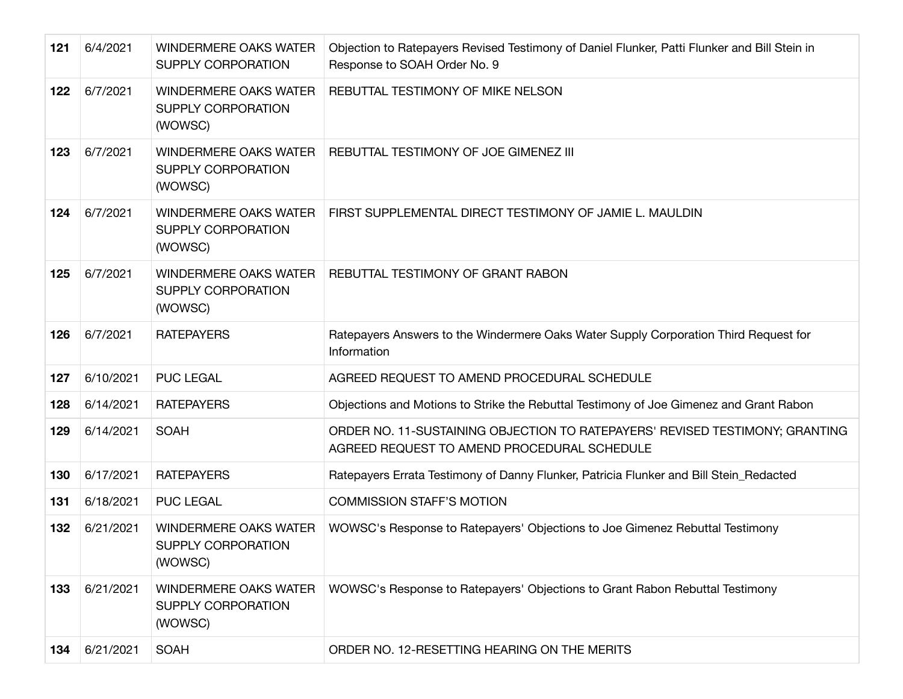| 121 | 6/4/2021 | WINDERMERE OAKS WATER SUPPLY CORPORATION | Objection to Ratepayers Revised Testimony of Daniel Flunker, Patti Flunker and Bill Stein in Response to SOAH Order No. 9 |
|---|---|---|---|
| 122 | 6/7/2021 | WINDERMERE OAKS WATER SUPPLY CORPORATION (WOWSC) | REBUTTAL TESTIMONY OF MIKE NELSON |
| 123 | 6/7/2021 | WINDERMERE OAKS WATER SUPPLY CORPORATION (WOWSC) | REBUTTAL TESTIMONY OF JOE GIMENEZ III |
| 124 | 6/7/2021 | WINDERMERE OAKS WATER SUPPLY CORPORATION (WOWSC) | FIRST SUPPLEMENTAL DIRECT TESTIMONY OF JAMIE L. MAULDIN |
| 125 | 6/7/2021 | WINDERMERE OAKS WATER SUPPLY CORPORATION (WOWSC) | REBUTTAL TESTIMONY OF GRANT RABON |
| 126 | 6/7/2021 | RATEPAYERS | Ratepayers Answers to the Windermere Oaks Water Supply Corporation Third Request for Information |
| 127 | 6/10/2021 | PUC LEGAL | AGREED REQUEST TO AMEND PROCEDURAL SCHEDULE |
| 128 | 6/14/2021 | RATEPAYERS | Objections and Motions to Strike the Rebuttal Testimony of Joe Gimenez and Grant Rabon |
| 129 | 6/14/2021 | SOAH | ORDER NO. 11-SUSTAINING OBJECTION TO RATEPAYERS' REVISED TESTIMONY; GRANTING AGREED REQUEST TO AMEND PROCEDURAL SCHEDULE |
| 130 | 6/17/2021 | RATEPAYERS | Ratepayers Errata Testimony of Danny Flunker, Patricia Flunker and Bill Stein_Redacted |
| 131 | 6/18/2021 | PUC LEGAL | COMMISSION STAFF'S MOTION |
| 132 | 6/21/2021 | WINDERMERE OAKS WATER SUPPLY CORPORATION (WOWSC) | WOWSC's Response to Ratepayers' Objections to Joe Gimenez Rebuttal Testimony |
| 133 | 6/21/2021 | WINDERMERE OAKS WATER SUPPLY CORPORATION (WOWSC) | WOWSC's Response to Ratepayers' Objections to Grant Rabon Rebuttal Testimony |
| 134 | 6/21/2021 | SOAH | ORDER NO. 12-RESETTING HEARING ON THE MERITS |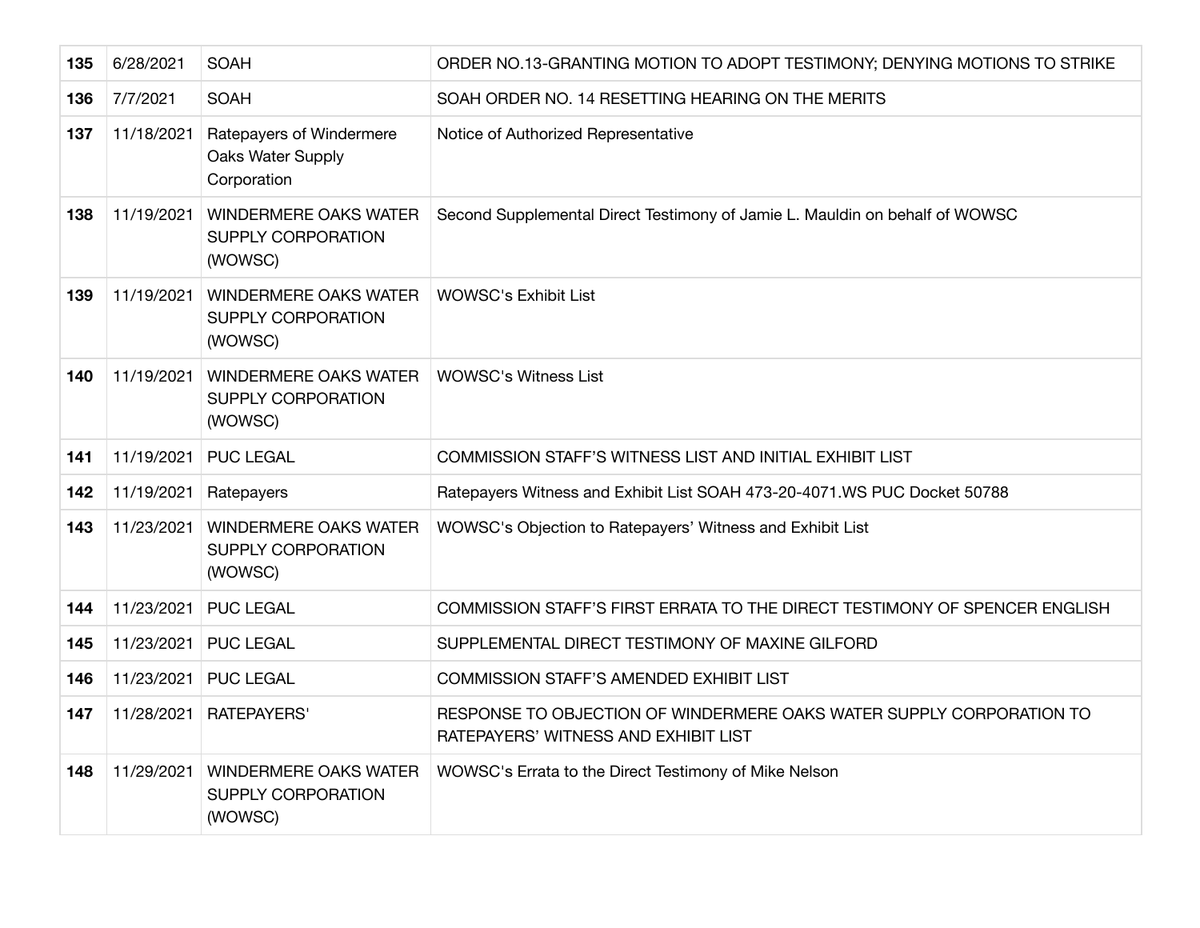| | | | |
|---|---|---|---|
| **135** | 6/28/2021 | SOAH | ORDER NO.13-GRANTING MOTION TO ADOPT TESTIMONY; DENYING MOTIONS TO STRIKE |
| **136** | 7/7/2021 | SOAH | SOAH ORDER NO. 14 RESETTING HEARING ON THE MERITS |
| **137** | 11/18/2021 | Ratepayers of Windermere Oaks Water Supply Corporation | Notice of Authorized Representative |
| **138** | 11/19/2021 | WINDERMERE OAKS WATER SUPPLY CORPORATION (WOWSC) | Second Supplemental Direct Testimony of Jamie L. Mauldin on behalf of WOWSC |
| **139** | 11/19/2021 | WINDERMERE OAKS WATER SUPPLY CORPORATION (WOWSC) | WOWSC's Exhibit List |
| **140** | 11/19/2021 | WINDERMERE OAKS WATER SUPPLY CORPORATION (WOWSC) | WOWSC's Witness List |
| **141** | 11/19/2021 | PUC LEGAL | COMMISSION STAFF'S WITNESS LIST AND INITIAL EXHIBIT LIST |
| **142** | 11/19/2021 | Ratepayers | Ratepayers Witness and Exhibit List SOAH 473-20-4071.WS PUC Docket 50788 |
| **143** | 11/23/2021 | WINDERMERE OAKS WATER SUPPLY CORPORATION (WOWSC) | WOWSC's Objection to Ratepayers' Witness and Exhibit List |
| **144** | 11/23/2021 | PUC LEGAL | COMMISSION STAFF'S FIRST ERRATA TO THE DIRECT TESTIMONY OF SPENCER ENGLISH |
| **145** | 11/23/2021 | PUC LEGAL | SUPPLEMENTAL DIRECT TESTIMONY OF MAXINE GILFORD |
| **146** | 11/23/2021 | PUC LEGAL | COMMISSION STAFF'S AMENDED EXHIBIT LIST |
| **147** | 11/28/2021 | RATEPAYERS' | RESPONSE TO OBJECTION OF WINDERMERE OAKS WATER SUPPLY CORPORATION TO RATEPAYERS' WITNESS AND EXHIBIT LIST |
| **148** | 11/29/2021 | WINDERMERE OAKS WATER SUPPLY CORPORATION (WOWSC) | WOWSC's Errata to the Direct Testimony of Mike Nelson |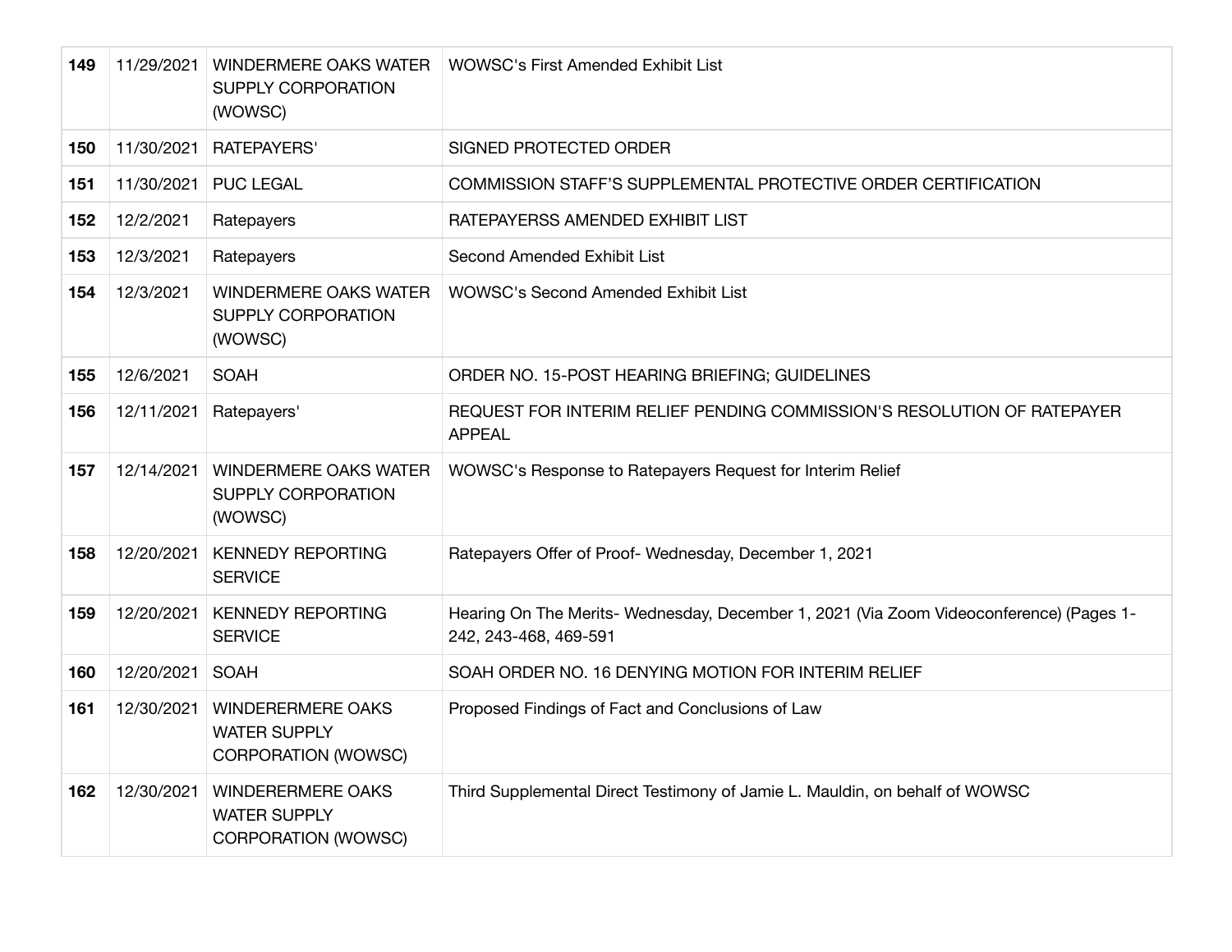| 149 | 11/29/2021 | WINDERMERE OAKS WATER SUPPLY CORPORATION (WOWSC) | WOWSC's First Amended Exhibit List |
|---|---|---|---|
| 150 | 11/30/2021 | RATEPAYERS' | SIGNED PROTECTED ORDER |
| 151 | 11/30/2021 | PUC LEGAL | COMMISSION STAFF'S SUPPLEMENTAL PROTECTIVE ORDER CERTIFICATION |
| 152 | 12/2/2021 | Ratepayers | RATEPAYERSS AMENDED EXHIBIT LIST |
| 153 | 12/3/2021 | Ratepayers | Second Amended Exhibit List |
| 154 | 12/3/2021 | WINDERMERE OAKS WATER SUPPLY CORPORATION (WOWSC) | WOWSC's Second Amended Exhibit List |
| 155 | 12/6/2021 | SOAH | ORDER NO. 15-POST HEARING BRIEFING; GUIDELINES |
| 156 | 12/11/2021 | Ratepayers' | REQUEST FOR INTERIM RELIEF PENDING COMMISSION'S RESOLUTION OF RATEPAYER APPEAL |
| 157 | 12/14/2021 | WINDERMERE OAKS WATER SUPPLY CORPORATION (WOWSC) | WOWSC's Response to Ratepayers Request for Interim Relief |
| 158 | 12/20/2021 | KENNEDY REPORTING SERVICE | Ratepayers Offer of Proof- Wednesday, December 1, 2021 |
| 159 | 12/20/2021 | KENNEDY REPORTING SERVICE | Hearing On The Merits- Wednesday, December 1, 2021 (Via Zoom Videoconference) (Pages 1-242, 243-468, 469-591 |
| 160 | 12/20/2021 | SOAH | SOAH ORDER NO. 16 DENYING MOTION FOR INTERIM RELIEF |
| 161 | 12/30/2021 | WINDERERMERE OAKS WATER SUPPLY CORPORATION (WOWSC) | Proposed Findings of Fact and Conclusions of Law |
| 162 | 12/30/2021 | WINDERERMERE OAKS WATER SUPPLY CORPORATION (WOWSC) | Third Supplemental Direct Testimony of Jamie L. Mauldin, on behalf of WOWSC |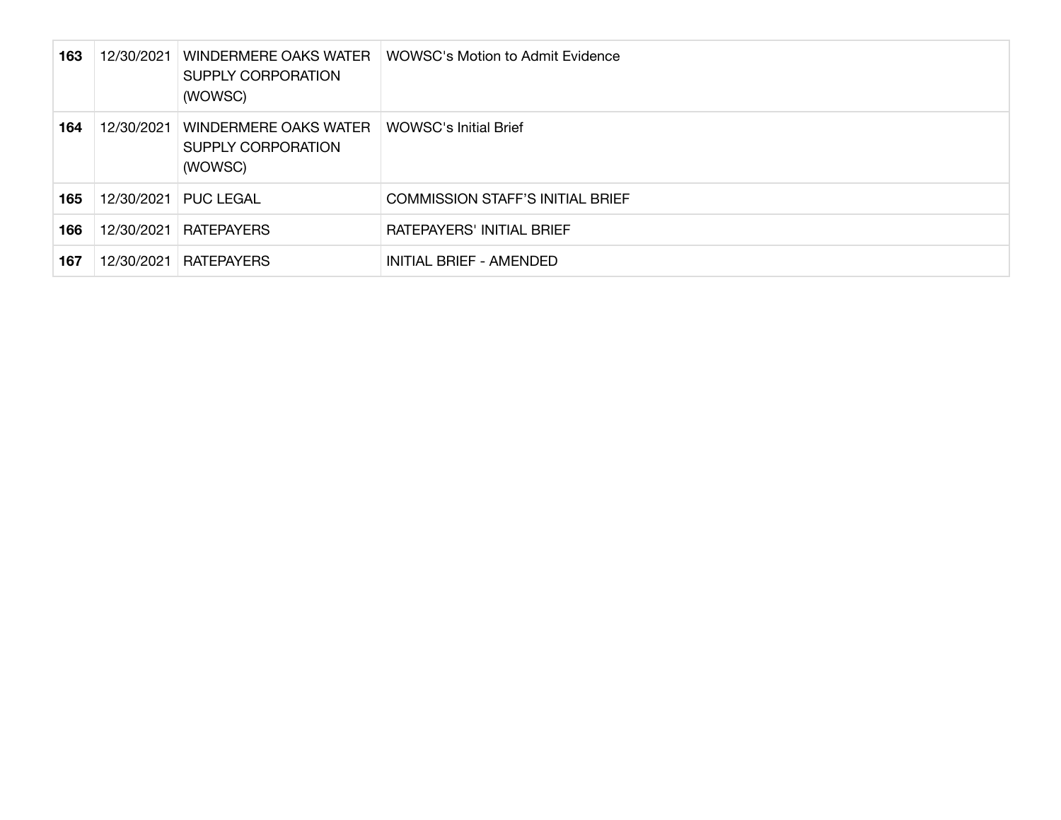| | | | |
|---|---|---|---|
| **163** | 12/30/2021 | WINDERMERE OAKS WATER SUPPLY CORPORATION (WOWSC) | WOWSC's Motion to Admit Evidence |
| **164** | 12/30/2021 | WINDERMERE OAKS WATER SUPPLY CORPORATION (WOWSC) | WOWSC's Initial Brief |
| **165** | 12/30/2021 | PUC LEGAL | COMMISSION STAFF'S INITIAL BRIEF |
| **166** | 12/30/2021 | RATEPAYERS | RATEPAYERS' INITIAL BRIEF |
| **167** | 12/30/2021 | RATEPAYERS | INITIAL BRIEF - AMENDED |